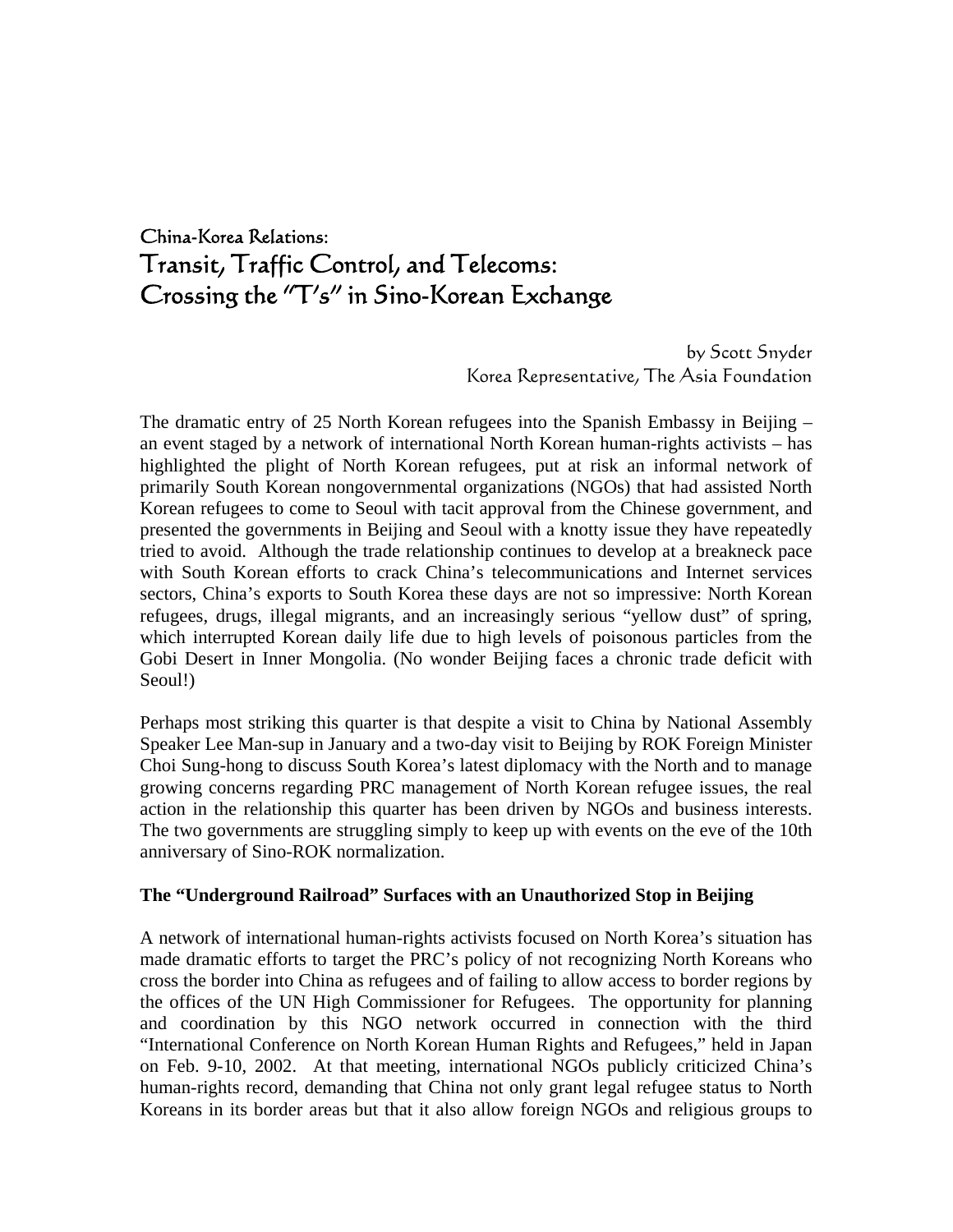China-Korea Relations:

# Transit, Traffic Control, and Telecoms: Crossing the "T's" in Sino-Korean Exchange

by Scott Snyder
Korea Representative, The Asia Foundation

The dramatic entry of 25 North Korean refugees into the Spanish Embassy in Beijing – an event staged by a network of international North Korean human-rights activists – has highlighted the plight of North Korean refugees, put at risk an informal network of primarily South Korean nongovernmental organizations (NGOs) that had assisted North Korean refugees to come to Seoul with tacit approval from the Chinese government, and presented the governments in Beijing and Seoul with a knotty issue they have repeatedly tried to avoid. Although the trade relationship continues to develop at a breakneck pace with South Korean efforts to crack China's telecommunications and Internet services sectors, China's exports to South Korea these days are not so impressive: North Korean refugees, drugs, illegal migrants, and an increasingly serious "yellow dust" of spring, which interrupted Korean daily life due to high levels of poisonous particles from the Gobi Desert in Inner Mongolia. (No wonder Beijing faces a chronic trade deficit with Seoul!)

Perhaps most striking this quarter is that despite a visit to China by National Assembly Speaker Lee Man-sup in January and a two-day visit to Beijing by ROK Foreign Minister Choi Sung-hong to discuss South Korea's latest diplomacy with the North and to manage growing concerns regarding PRC management of North Korean refugee issues, the real action in the relationship this quarter has been driven by NGOs and business interests. The two governments are struggling simply to keep up with events on the eve of the 10th anniversary of Sino-ROK normalization.

### The "Underground Railroad" Surfaces with an Unauthorized Stop in Beijing

A network of international human-rights activists focused on North Korea's situation has made dramatic efforts to target the PRC's policy of not recognizing North Koreans who cross the border into China as refugees and of failing to allow access to border regions by the offices of the UN High Commissioner for Refugees. The opportunity for planning and coordination by this NGO network occurred in connection with the third "International Conference on North Korean Human Rights and Refugees," held in Japan on Feb. 9-10, 2002. At that meeting, international NGOs publicly criticized China's human-rights record, demanding that China not only grant legal refugee status to North Koreans in its border areas but that it also allow foreign NGOs and religious groups to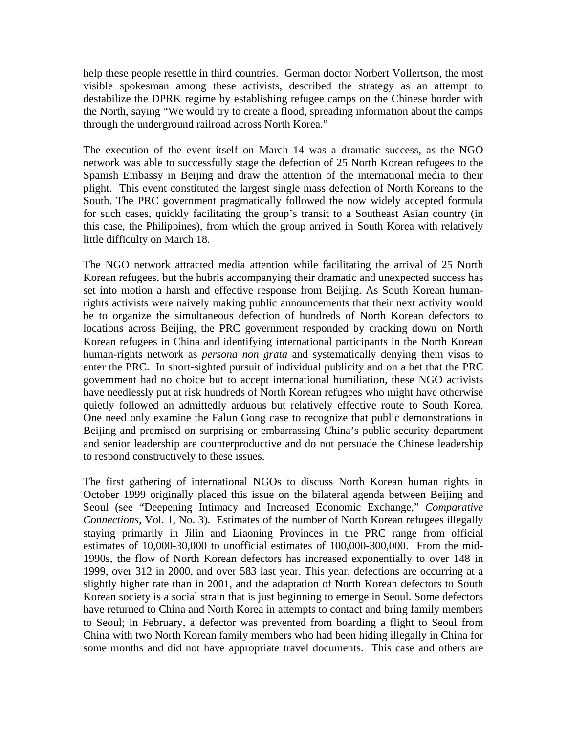help these people resettle in third countries. German doctor Norbert Vollertson, the most visible spokesman among these activists, described the strategy as an attempt to destabilize the DPRK regime by establishing refugee camps on the Chinese border with the North, saying "We would try to create a flood, spreading information about the camps through the underground railroad across North Korea."

The execution of the event itself on March 14 was a dramatic success, as the NGO network was able to successfully stage the defection of 25 North Korean refugees to the Spanish Embassy in Beijing and draw the attention of the international media to their plight. This event constituted the largest single mass defection of North Koreans to the South. The PRC government pragmatically followed the now widely accepted formula for such cases, quickly facilitating the group's transit to a Southeast Asian country (in this case, the Philippines), from which the group arrived in South Korea with relatively little difficulty on March 18.

The NGO network attracted media attention while facilitating the arrival of 25 North Korean refugees, but the hubris accompanying their dramatic and unexpected success has set into motion a harsh and effective response from Beijing. As South Korean human-rights activists were naively making public announcements that their next activity would be to organize the simultaneous defection of hundreds of North Korean defectors to locations across Beijing, the PRC government responded by cracking down on North Korean refugees in China and identifying international participants in the North Korean human-rights network as *persona non grata* and systematically denying them visas to enter the PRC. In short-sighted pursuit of individual publicity and on a bet that the PRC government had no choice but to accept international humiliation, these NGO activists have needlessly put at risk hundreds of North Korean refugees who might have otherwise quietly followed an admittedly arduous but relatively effective route to South Korea. One need only examine the Falun Gong case to recognize that public demonstrations in Beijing and premised on surprising or embarrassing China's public security department and senior leadership are counterproductive and do not persuade the Chinese leadership to respond constructively to these issues.

The first gathering of international NGOs to discuss North Korean human rights in October 1999 originally placed this issue on the bilateral agenda between Beijing and Seoul (see "Deepening Intimacy and Increased Economic Exchange," *Comparative Connections*, Vol. 1, No. 3). Estimates of the number of North Korean refugees illegally staying primarily in Jilin and Liaoning Provinces in the PRC range from official estimates of 10,000-30,000 to unofficial estimates of 100,000-300,000. From the mid-1990s, the flow of North Korean defectors has increased exponentially to over 148 in 1999, over 312 in 2000, and over 583 last year. This year, defections are occurring at a slightly higher rate than in 2001, and the adaptation of North Korean defectors to South Korean society is a social strain that is just beginning to emerge in Seoul. Some defectors have returned to China and North Korea in attempts to contact and bring family members to Seoul; in February, a defector was prevented from boarding a flight to Seoul from China with two North Korean family members who had been hiding illegally in China for some months and did not have appropriate travel documents. This case and others are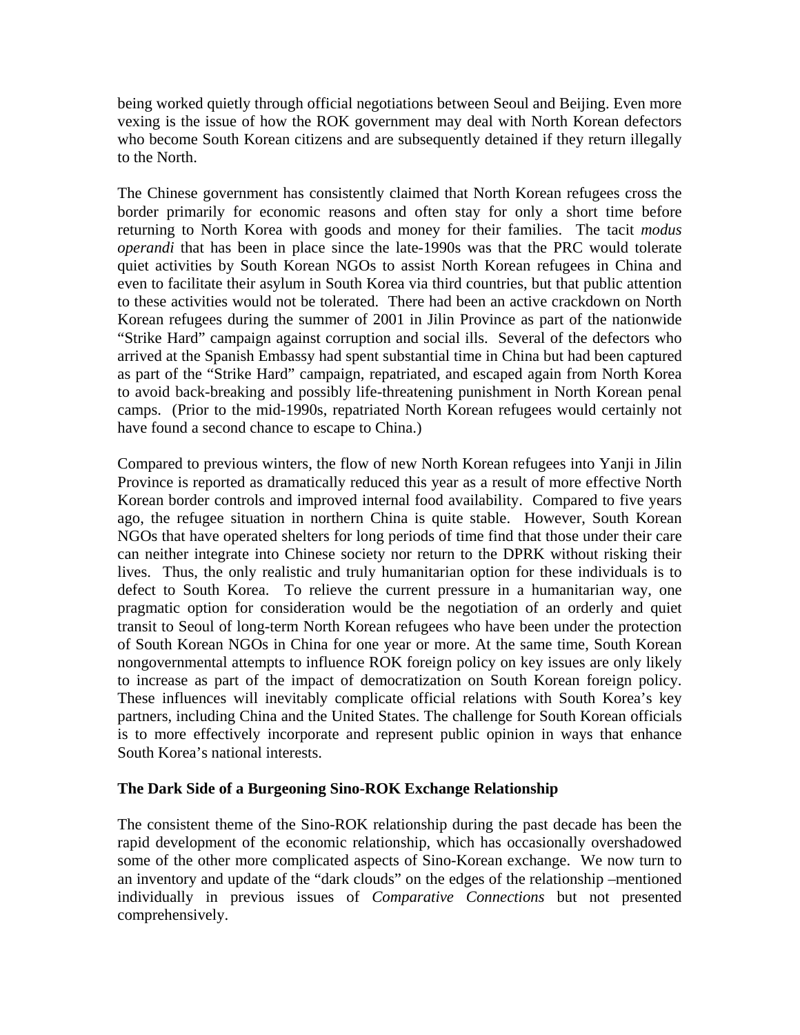being worked quietly through official negotiations between Seoul and Beijing. Even more vexing is the issue of how the ROK government may deal with North Korean defectors who become South Korean citizens and are subsequently detained if they return illegally to the North.

The Chinese government has consistently claimed that North Korean refugees cross the border primarily for economic reasons and often stay for only a short time before returning to North Korea with goods and money for their families. The tacit *modus operandi* that has been in place since the late-1990s was that the PRC would tolerate quiet activities by South Korean NGOs to assist North Korean refugees in China and even to facilitate their asylum in South Korea via third countries, but that public attention to these activities would not be tolerated. There had been an active crackdown on North Korean refugees during the summer of 2001 in Jilin Province as part of the nationwide "Strike Hard" campaign against corruption and social ills. Several of the defectors who arrived at the Spanish Embassy had spent substantial time in China but had been captured as part of the "Strike Hard" campaign, repatriated, and escaped again from North Korea to avoid back-breaking and possibly life-threatening punishment in North Korean penal camps. (Prior to the mid-1990s, repatriated North Korean refugees would certainly not have found a second chance to escape to China.)

Compared to previous winters, the flow of new North Korean refugees into Yanji in Jilin Province is reported as dramatically reduced this year as a result of more effective North Korean border controls and improved internal food availability. Compared to five years ago, the refugee situation in northern China is quite stable. However, South Korean NGOs that have operated shelters for long periods of time find that those under their care can neither integrate into Chinese society nor return to the DPRK without risking their lives. Thus, the only realistic and truly humanitarian option for these individuals is to defect to South Korea. To relieve the current pressure in a humanitarian way, one pragmatic option for consideration would be the negotiation of an orderly and quiet transit to Seoul of long-term North Korean refugees who have been under the protection of South Korean NGOs in China for one year or more. At the same time, South Korean nongovernmental attempts to influence ROK foreign policy on key issues are only likely to increase as part of the impact of democratization on South Korean foreign policy. These influences will inevitably complicate official relations with South Korea's key partners, including China and the United States. The challenge for South Korean officials is to more effectively incorporate and represent public opinion in ways that enhance South Korea's national interests.

**The Dark Side of a Burgeoning Sino-ROK Exchange Relationship**

The consistent theme of the Sino-ROK relationship during the past decade has been the rapid development of the economic relationship, which has occasionally overshadowed some of the other more complicated aspects of Sino-Korean exchange. We now turn to an inventory and update of the "dark clouds" on the edges of the relationship –mentioned individually in previous issues of *Comparative Connections* but not presented comprehensively.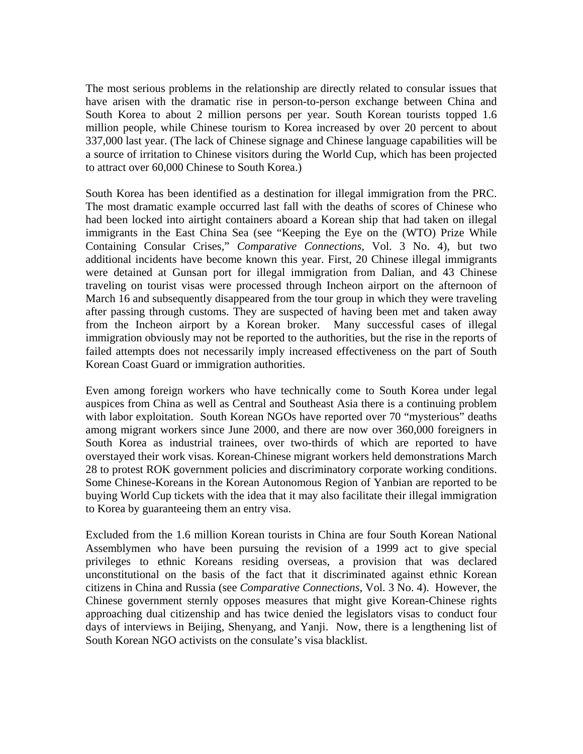The most serious problems in the relationship are directly related to consular issues that have arisen with the dramatic rise in person-to-person exchange between China and South Korea to about 2 million persons per year. South Korean tourists topped 1.6 million people, while Chinese tourism to Korea increased by over 20 percent to about 337,000 last year. (The lack of Chinese signage and Chinese language capabilities will be a source of irritation to Chinese visitors during the World Cup, which has been projected to attract over 60,000 Chinese to South Korea.)

South Korea has been identified as a destination for illegal immigration from the PRC. The most dramatic example occurred last fall with the deaths of scores of Chinese who had been locked into airtight containers aboard a Korean ship that had taken on illegal immigrants in the East China Sea (see "Keeping the Eye on the (WTO) Prize While Containing Consular Crises," *Comparative Connections*, Vol. 3 No. 4), but two additional incidents have become known this year. First, 20 Chinese illegal immigrants were detained at Gunsan port for illegal immigration from Dalian, and 43 Chinese traveling on tourist visas were processed through Incheon airport on the afternoon of March 16 and subsequently disappeared from the tour group in which they were traveling after passing through customs. They are suspected of having been met and taken away from the Incheon airport by a Korean broker. Many successful cases of illegal immigration obviously may not be reported to the authorities, but the rise in the reports of failed attempts does not necessarily imply increased effectiveness on the part of South Korean Coast Guard or immigration authorities.

Even among foreign workers who have technically come to South Korea under legal auspices from China as well as Central and Southeast Asia there is a continuing problem with labor exploitation. South Korean NGOs have reported over 70 "mysterious" deaths among migrant workers since June 2000, and there are now over 360,000 foreigners in South Korea as industrial trainees, over two-thirds of which are reported to have overstayed their work visas. Korean-Chinese migrant workers held demonstrations March 28 to protest ROK government policies and discriminatory corporate working conditions. Some Chinese-Koreans in the Korean Autonomous Region of Yanbian are reported to be buying World Cup tickets with the idea that it may also facilitate their illegal immigration to Korea by guaranteeing them an entry visa.

Excluded from the 1.6 million Korean tourists in China are four South Korean National Assemblymen who have been pursuing the revision of a 1999 act to give special privileges to ethnic Koreans residing overseas, a provision that was declared unconstitutional on the basis of the fact that it discriminated against ethnic Korean citizens in China and Russia (see *Comparative Connections*, Vol. 3 No. 4). However, the Chinese government sternly opposes measures that might give Korean-Chinese rights approaching dual citizenship and has twice denied the legislators visas to conduct four days of interviews in Beijing, Shenyang, and Yanji. Now, there is a lengthening list of South Korean NGO activists on the consulate's visa blacklist.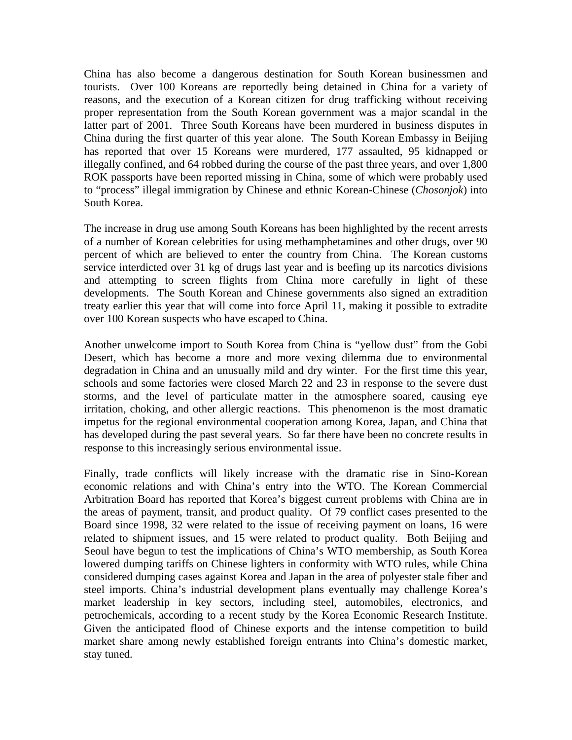China has also become a dangerous destination for South Korean businessmen and tourists. Over 100 Koreans are reportedly being detained in China for a variety of reasons, and the execution of a Korean citizen for drug trafficking without receiving proper representation from the South Korean government was a major scandal in the latter part of 2001. Three South Koreans have been murdered in business disputes in China during the first quarter of this year alone. The South Korean Embassy in Beijing has reported that over 15 Koreans were murdered, 177 assaulted, 95 kidnapped or illegally confined, and 64 robbed during the course of the past three years, and over 1,800 ROK passports have been reported missing in China, some of which were probably used to "process" illegal immigration by Chinese and ethnic Korean-Chinese (*Chosonjok*) into South Korea.

The increase in drug use among South Koreans has been highlighted by the recent arrests of a number of Korean celebrities for using methamphetamines and other drugs, over 90 percent of which are believed to enter the country from China. The Korean customs service interdicted over 31 kg of drugs last year and is beefing up its narcotics divisions and attempting to screen flights from China more carefully in light of these developments. The South Korean and Chinese governments also signed an extradition treaty earlier this year that will come into force April 11, making it possible to extradite over 100 Korean suspects who have escaped to China.

Another unwelcome import to South Korea from China is "yellow dust" from the Gobi Desert, which has become a more and more vexing dilemma due to environmental degradation in China and an unusually mild and dry winter. For the first time this year, schools and some factories were closed March 22 and 23 in response to the severe dust storms, and the level of particulate matter in the atmosphere soared, causing eye irritation, choking, and other allergic reactions. This phenomenon is the most dramatic impetus for the regional environmental cooperation among Korea, Japan, and China that has developed during the past several years. So far there have been no concrete results in response to this increasingly serious environmental issue.

Finally, trade conflicts will likely increase with the dramatic rise in Sino-Korean economic relations and with China's entry into the WTO. The Korean Commercial Arbitration Board has reported that Korea's biggest current problems with China are in the areas of payment, transit, and product quality. Of 79 conflict cases presented to the Board since 1998, 32 were related to the issue of receiving payment on loans, 16 were related to shipment issues, and 15 were related to product quality. Both Beijing and Seoul have begun to test the implications of China's WTO membership, as South Korea lowered dumping tariffs on Chinese lighters in conformity with WTO rules, while China considered dumping cases against Korea and Japan in the area of polyester stale fiber and steel imports. China's industrial development plans eventually may challenge Korea's market leadership in key sectors, including steel, automobiles, electronics, and petrochemicals, according to a recent study by the Korea Economic Research Institute. Given the anticipated flood of Chinese exports and the intense competition to build market share among newly established foreign entrants into China's domestic market, stay tuned.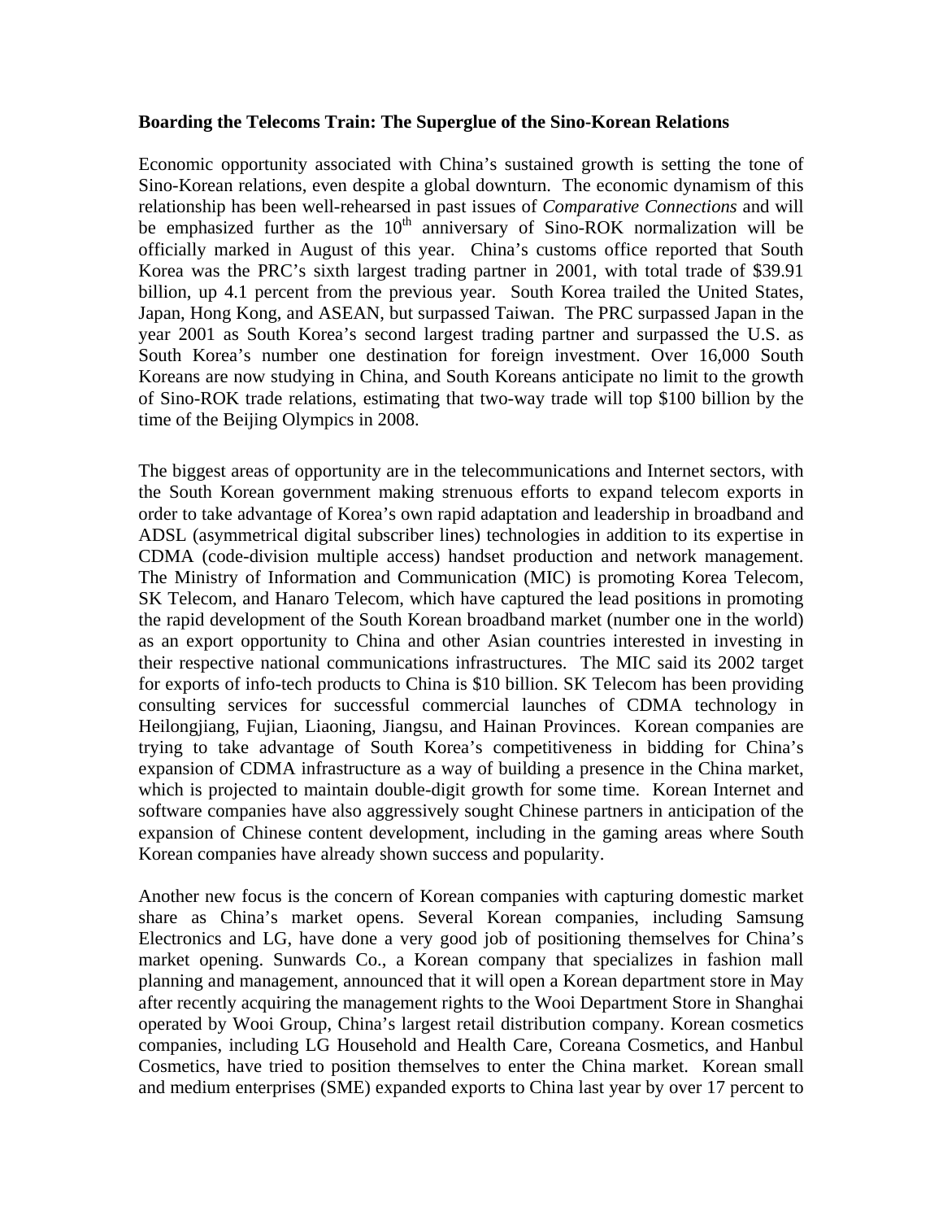**Boarding the Telecoms Train: The Superglue of the Sino-Korean Relations**

Economic opportunity associated with China's sustained growth is setting the tone of Sino-Korean relations, even despite a global downturn. The economic dynamism of this relationship has been well-rehearsed in past issues of *Comparative Connections* and will be emphasized further as the 10th anniversary of Sino-ROK normalization will be officially marked in August of this year. China's customs office reported that South Korea was the PRC's sixth largest trading partner in 2001, with total trade of $39.91 billion, up 4.1 percent from the previous year. South Korea trailed the United States, Japan, Hong Kong, and ASEAN, but surpassed Taiwan. The PRC surpassed Japan in the year 2001 as South Korea's second largest trading partner and surpassed the U.S. as South Korea's number one destination for foreign investment. Over 16,000 South Koreans are now studying in China, and South Koreans anticipate no limit to the growth of Sino-ROK trade relations, estimating that two-way trade will top $100 billion by the time of the Beijing Olympics in 2008.

The biggest areas of opportunity are in the telecommunications and Internet sectors, with the South Korean government making strenuous efforts to expand telecom exports in order to take advantage of Korea's own rapid adaptation and leadership in broadband and ADSL (asymmetrical digital subscriber lines) technologies in addition to its expertise in CDMA (code-division multiple access) handset production and network management. The Ministry of Information and Communication (MIC) is promoting Korea Telecom, SK Telecom, and Hanaro Telecom, which have captured the lead positions in promoting the rapid development of the South Korean broadband market (number one in the world) as an export opportunity to China and other Asian countries interested in investing in their respective national communications infrastructures. The MIC said its 2002 target for exports of info-tech products to China is $10 billion. SK Telecom has been providing consulting services for successful commercial launches of CDMA technology in Heilongjiang, Fujian, Liaoning, Jiangsu, and Hainan Provinces. Korean companies are trying to take advantage of South Korea's competitiveness in bidding for China's expansion of CDMA infrastructure as a way of building a presence in the China market, which is projected to maintain double-digit growth for some time. Korean Internet and software companies have also aggressively sought Chinese partners in anticipation of the expansion of Chinese content development, including in the gaming areas where South Korean companies have already shown success and popularity.

Another new focus is the concern of Korean companies with capturing domestic market share as China's market opens. Several Korean companies, including Samsung Electronics and LG, have done a very good job of positioning themselves for China's market opening. Sunwards Co., a Korean company that specializes in fashion mall planning and management, announced that it will open a Korean department store in May after recently acquiring the management rights to the Wooi Department Store in Shanghai operated by Wooi Group, China's largest retail distribution company. Korean cosmetics companies, including LG Household and Health Care, Coreana Cosmetics, and Hanbul Cosmetics, have tried to position themselves to enter the China market. Korean small and medium enterprises (SME) expanded exports to China last year by over 17 percent to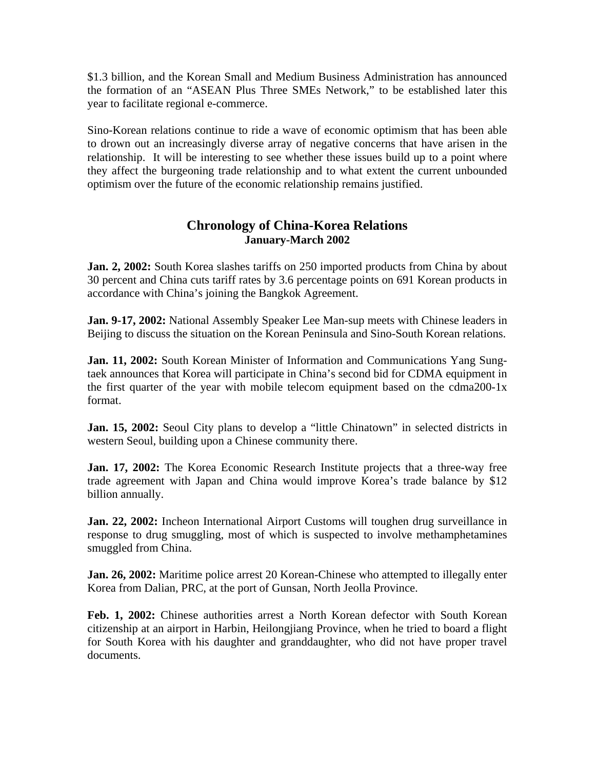$1.3 billion, and the Korean Small and Medium Business Administration has announced the formation of an "ASEAN Plus Three SMEs Network," to be established later this year to facilitate regional e-commerce.

Sino-Korean relations continue to ride a wave of economic optimism that has been able to drown out an increasingly diverse array of negative concerns that have arisen in the relationship. It will be interesting to see whether these issues build up to a point where they affect the burgeoning trade relationship and to what extent the current unbounded optimism over the future of the economic relationship remains justified.

## Chronology of China-Korea Relations
### January-March 2002

**Jan. 2, 2002:** South Korea slashes tariffs on 250 imported products from China by about 30 percent and China cuts tariff rates by 3.6 percentage points on 691 Korean products in accordance with China's joining the Bangkok Agreement.

**Jan. 9-17, 2002:** National Assembly Speaker Lee Man-sup meets with Chinese leaders in Beijing to discuss the situation on the Korean Peninsula and Sino-South Korean relations.

**Jan. 11, 2002:** South Korean Minister of Information and Communications Yang Sung-taek announces that Korea will participate in China's second bid for CDMA equipment in the first quarter of the year with mobile telecom equipment based on the cdma200-1x format.

**Jan. 15, 2002:** Seoul City plans to develop a "little Chinatown" in selected districts in western Seoul, building upon a Chinese community there.

**Jan. 17, 2002:** The Korea Economic Research Institute projects that a three-way free trade agreement with Japan and China would improve Korea's trade balance by $12 billion annually.

**Jan. 22, 2002:** Incheon International Airport Customs will toughen drug surveillance in response to drug smuggling, most of which is suspected to involve methamphetamines smuggled from China.

**Jan. 26, 2002:** Maritime police arrest 20 Korean-Chinese who attempted to illegally enter Korea from Dalian, PRC, at the port of Gunsan, North Jeolla Province.

**Feb. 1, 2002:** Chinese authorities arrest a North Korean defector with South Korean citizenship at an airport in Harbin, Heilongjiang Province, when he tried to board a flight for South Korea with his daughter and granddaughter, who did not have proper travel documents.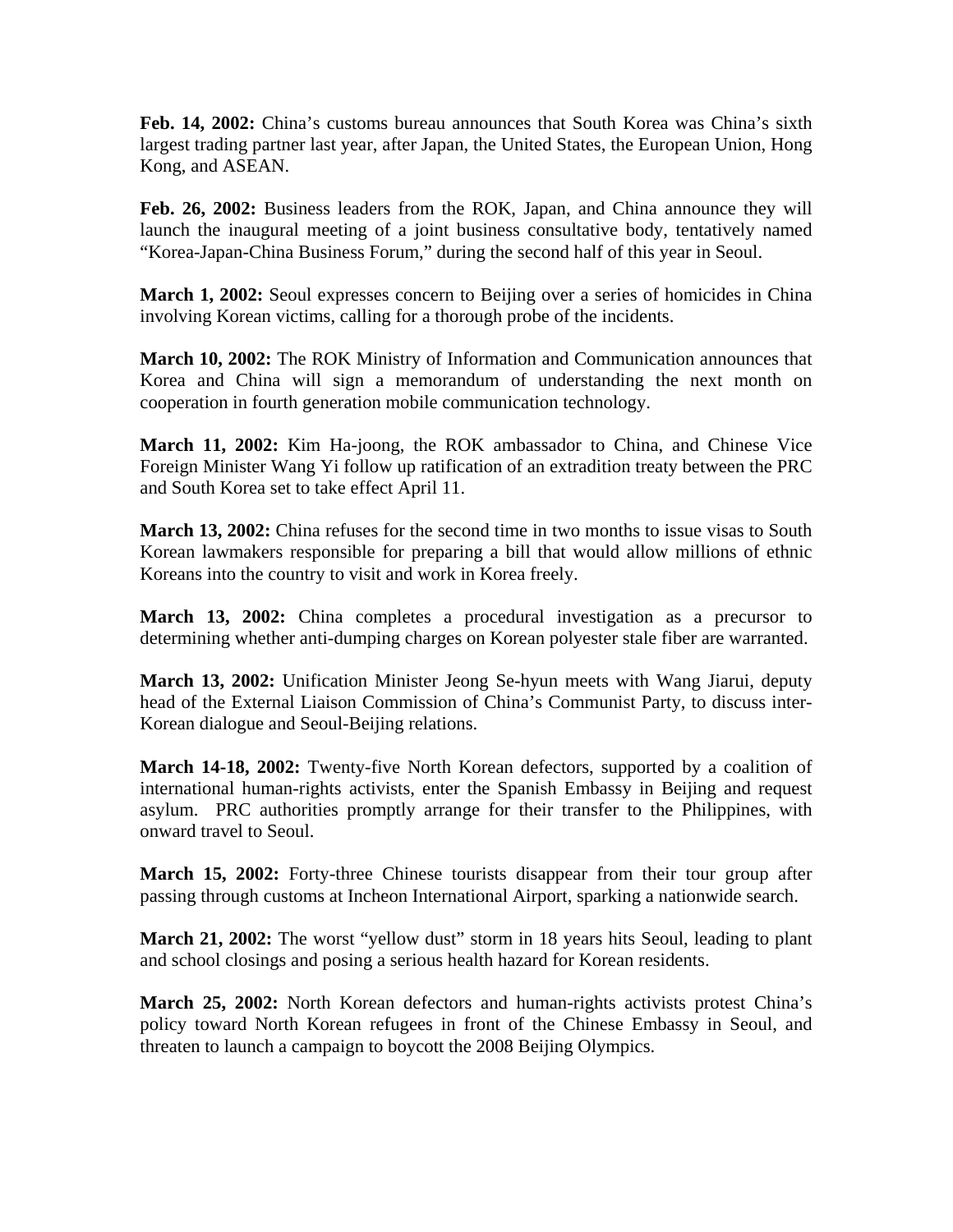**Feb. 14, 2002:** China's customs bureau announces that South Korea was China's sixth largest trading partner last year, after Japan, the United States, the European Union, Hong Kong, and ASEAN.

**Feb. 26, 2002:** Business leaders from the ROK, Japan, and China announce they will launch the inaugural meeting of a joint business consultative body, tentatively named "Korea-Japan-China Business Forum," during the second half of this year in Seoul.

**March 1, 2002:** Seoul expresses concern to Beijing over a series of homicides in China involving Korean victims, calling for a thorough probe of the incidents.

**March 10, 2002:** The ROK Ministry of Information and Communication announces that Korea and China will sign a memorandum of understanding the next month on cooperation in fourth generation mobile communication technology.

**March 11, 2002:** Kim Ha-joong, the ROK ambassador to China, and Chinese Vice Foreign Minister Wang Yi follow up ratification of an extradition treaty between the PRC and South Korea set to take effect April 11.

**March 13, 2002:** China refuses for the second time in two months to issue visas to South Korean lawmakers responsible for preparing a bill that would allow millions of ethnic Koreans into the country to visit and work in Korea freely.

**March 13, 2002:** China completes a procedural investigation as a precursor to determining whether anti-dumping charges on Korean polyester stale fiber are warranted.

**March 13, 2002:** Unification Minister Jeong Se-hyun meets with Wang Jiarui, deputy head of the External Liaison Commission of China's Communist Party, to discuss inter-Korean dialogue and Seoul-Beijing relations.

**March 14-18, 2002:** Twenty-five North Korean defectors, supported by a coalition of international human-rights activists, enter the Spanish Embassy in Beijing and request asylum. PRC authorities promptly arrange for their transfer to the Philippines, with onward travel to Seoul.

**March 15, 2002:** Forty-three Chinese tourists disappear from their tour group after passing through customs at Incheon International Airport, sparking a nationwide search.

**March 21, 2002:** The worst "yellow dust" storm in 18 years hits Seoul, leading to plant and school closings and posing a serious health hazard for Korean residents.

**March 25, 2002:** North Korean defectors and human-rights activists protest China's policy toward North Korean refugees in front of the Chinese Embassy in Seoul, and threaten to launch a campaign to boycott the 2008 Beijing Olympics.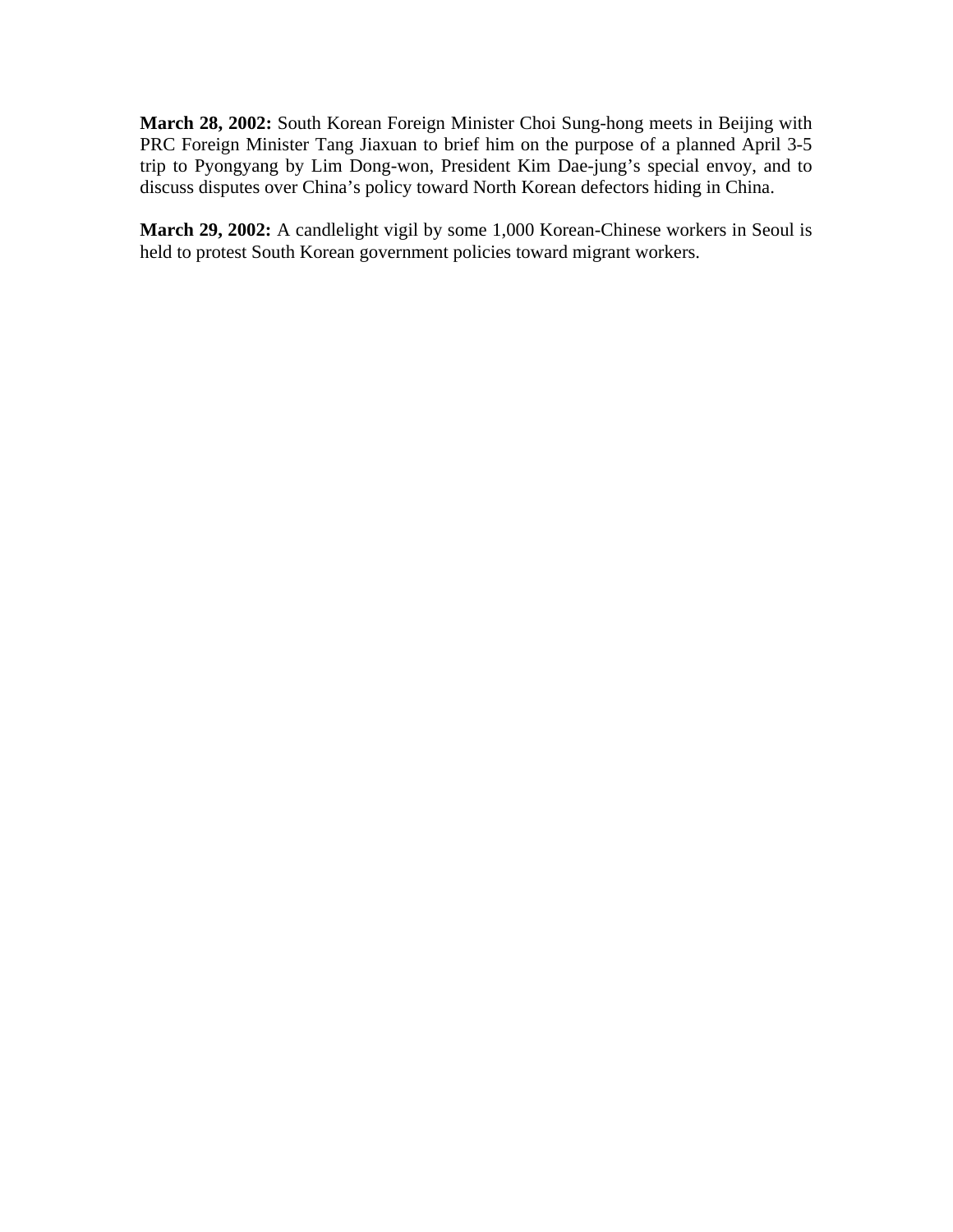**March 28, 2002:** South Korean Foreign Minister Choi Sung-hong meets in Beijing with PRC Foreign Minister Tang Jiaxuan to brief him on the purpose of a planned April 3-5 trip to Pyongyang by Lim Dong-won, President Kim Dae-jung's special envoy, and to discuss disputes over China's policy toward North Korean defectors hiding in China.

**March 29, 2002:** A candlelight vigil by some 1,000 Korean-Chinese workers in Seoul is held to protest South Korean government policies toward migrant workers.